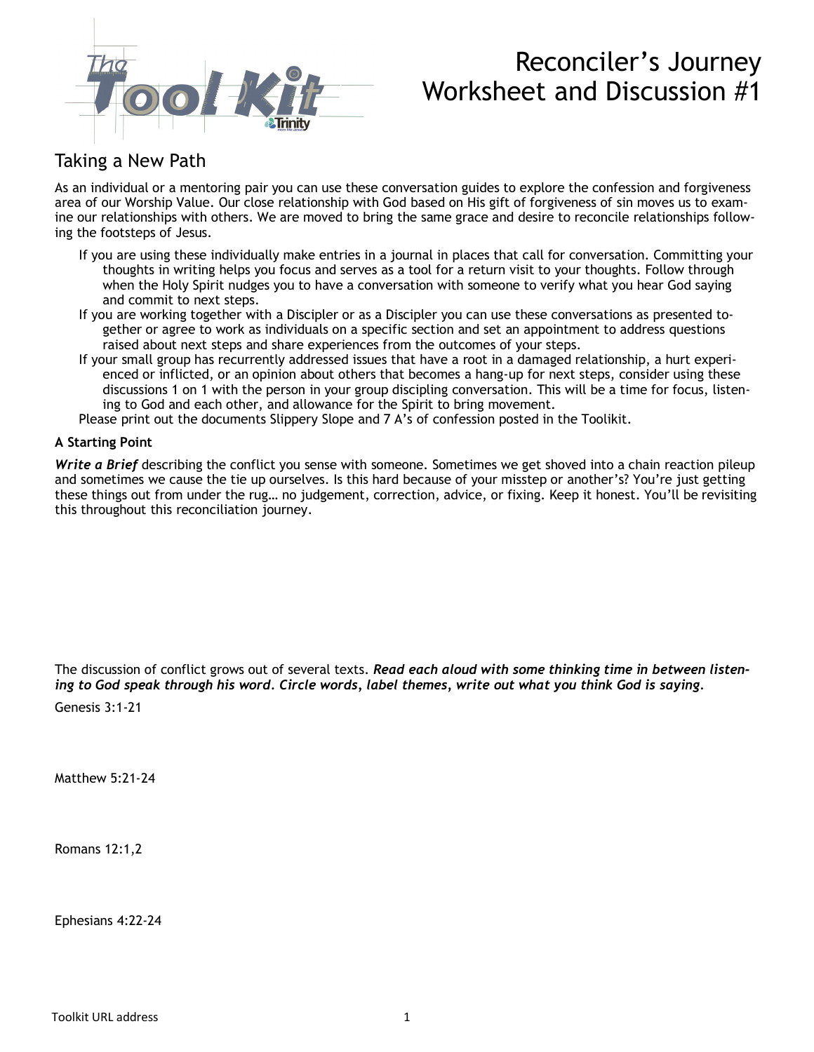# Reconciler's Journey Worksheet and Discussion #1

## Taking a New Path

As an individual or a mentoring pair you can use these conversation guides to explore the confession and forgiveness area of our Worship Value. Our close relationship with God based on His gift of forgiveness of sin moves us to examine our relationships with others. We are moved to bring the same grace and desire to reconcile relationships following the footsteps of Jesus.

If you are using these individually make entries in a journal in places that call for conversation. Committing your thoughts in writing helps you focus and serves as a tool for a return visit to your thoughts. Follow through when the Holy Spirit nudges you to have a conversation with someone to verify what you hear God saying and commit to next steps.

If you are working together with a Discipler or as a Discipler you can use these conversations as presented together or agree to work as individuals on a specific section and set an appointment to address questions raised about next steps and share experiences from the outcomes of your steps.

If your small group has recurrently addressed issues that have a root in a damaged relationship, a hurt experienced or inflicted, or an opinion about others that becomes a hang-up for next steps, consider using these discussions 1 on 1 with the person in your group discipling conversation. This will be a time for focus, listening to God and each other, and allowance for the Spirit to bring movement.

Please print out the documents Slippery Slope and 7 A's of confession posted in the Toolikit.

**A Starting Point**

***Write a Brief*** describing the conflict you sense with someone. Sometimes we get shoved into a chain reaction pileup and sometimes we cause the tie up ourselves. Is this hard because of your misstep or another's? You're just getting these things out from under the rug… no judgement, correction, advice, or fixing. Keep it honest. You'll be revisiting this throughout this reconciliation journey.

The discussion of conflict grows out of several texts. ***Read each aloud with some thinking time in between listening to God speak through his word. Circle words, label themes, write out what you think God is saying.***

Genesis 3:1-21

Matthew 5:21-24

Romans 12:1,2

Ephesians 4:22-24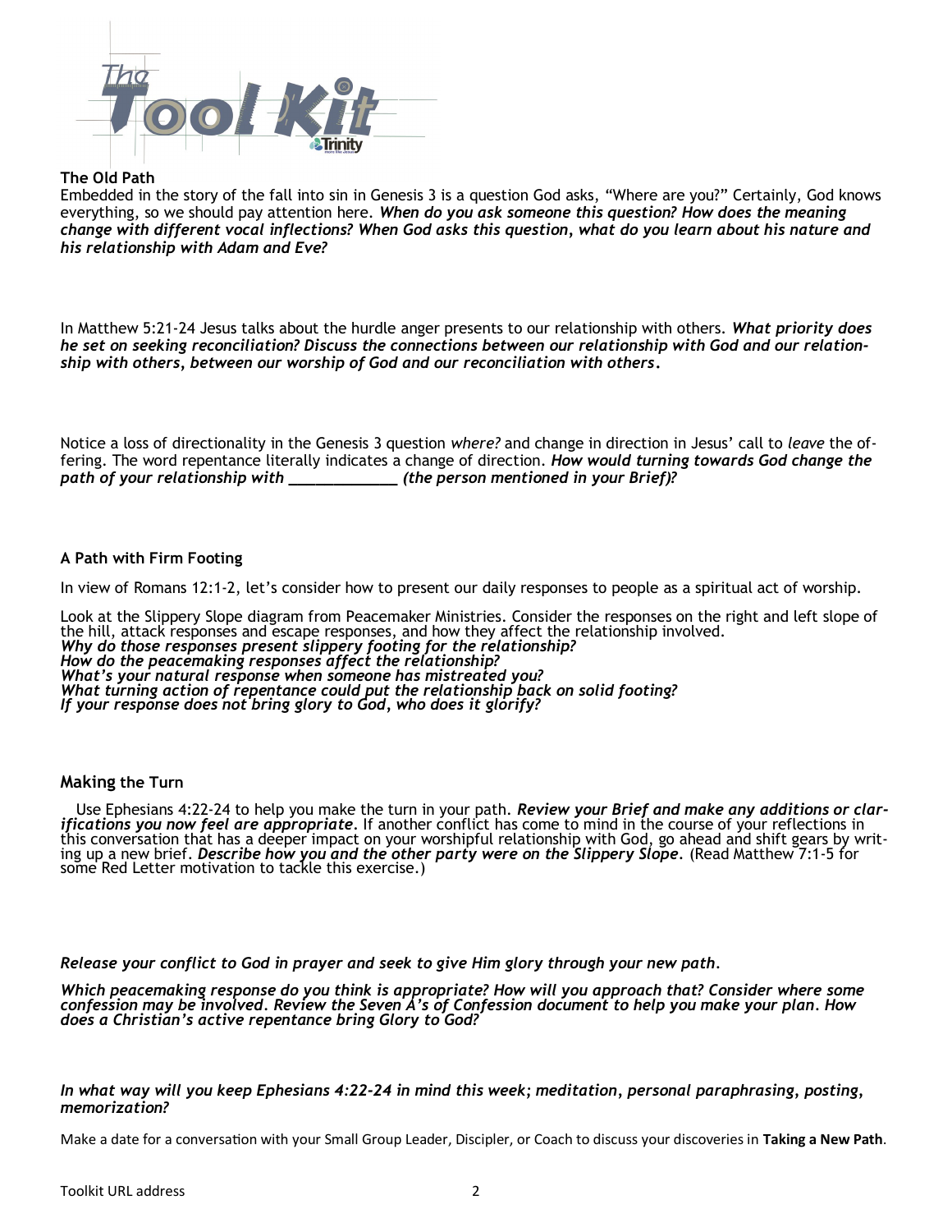### The Old Path

Embedded in the story of the fall into sin in Genesis 3 is a question God asks, “Where are you?” Certainly, God knows everything, so we should pay attention here. ***When do you ask someone this question? How does the meaning change with different vocal inflections? When God asks this question, what do you learn about his nature and his relationship with Adam and Eve?***

In Matthew 5:21-24 Jesus talks about the hurdle anger presents to our relationship with others. ***What priority does he set on seeking reconciliation? Discuss the connections between our relationship with God and our relationship with others, between our worship of God and our reconciliation with others.***

Notice a loss of directionality in the Genesis 3 question *where?* and change in direction in Jesus’ call to *leave* the offering. The word repentance literally indicates a change of direction. ***How would turning towards God change the path of your relationship with _____________ (the person mentioned in your Brief)?***

### A Path with Firm Footing

In view of Romans 12:1-2, let’s consider how to present our daily responses to people as a spiritual act of worship.

Look at the Slippery Slope diagram from Peacemaker Ministries. Consider the responses on the right and left slope of the hill, attack responses and escape responses, and how they affect the relationship involved.
***Why do those responses present slippery footing for the relationship?***
***How do the peacemaking responses affect the relationship?***
***What’s your natural response when someone has mistreated you?***
***What turning action of repentance could put the relationship back on solid footing?***
***If your response does not bring glory to God, who does it glorify?***

### Making the Turn

Use Ephesians 4:22-24 to help you make the turn in your path. ***Review your Brief and make any additions or clarifications you now feel are appropriate.*** If another conflict has come to mind in the course of your reflections in this conversation that has a deeper impact on your worshipful relationship with God, go ahead and shift gears by writing up a new brief. ***Describe how you and the other party were on the Slippery Slope.*** (Read Matthew 7:1-5 for some Red Letter motivation to tackle this exercise.)

***Release your conflict to God in prayer and seek to give Him glory through your new path.***

***Which peacemaking response do you think is appropriate? How will you approach that? Consider where some confession may be involved. Review the Seven A’s of Confession document to help you make your plan. How does a Christian’s active repentance bring Glory to God?***

***In what way will you keep Ephesians 4:22-24 in mind this week; meditation, personal paraphrasing, posting, memorization?***

Make a date for a conversation with your Small Group Leader, Discipler, or Coach to discuss your discoveries in **Taking a New Path**.